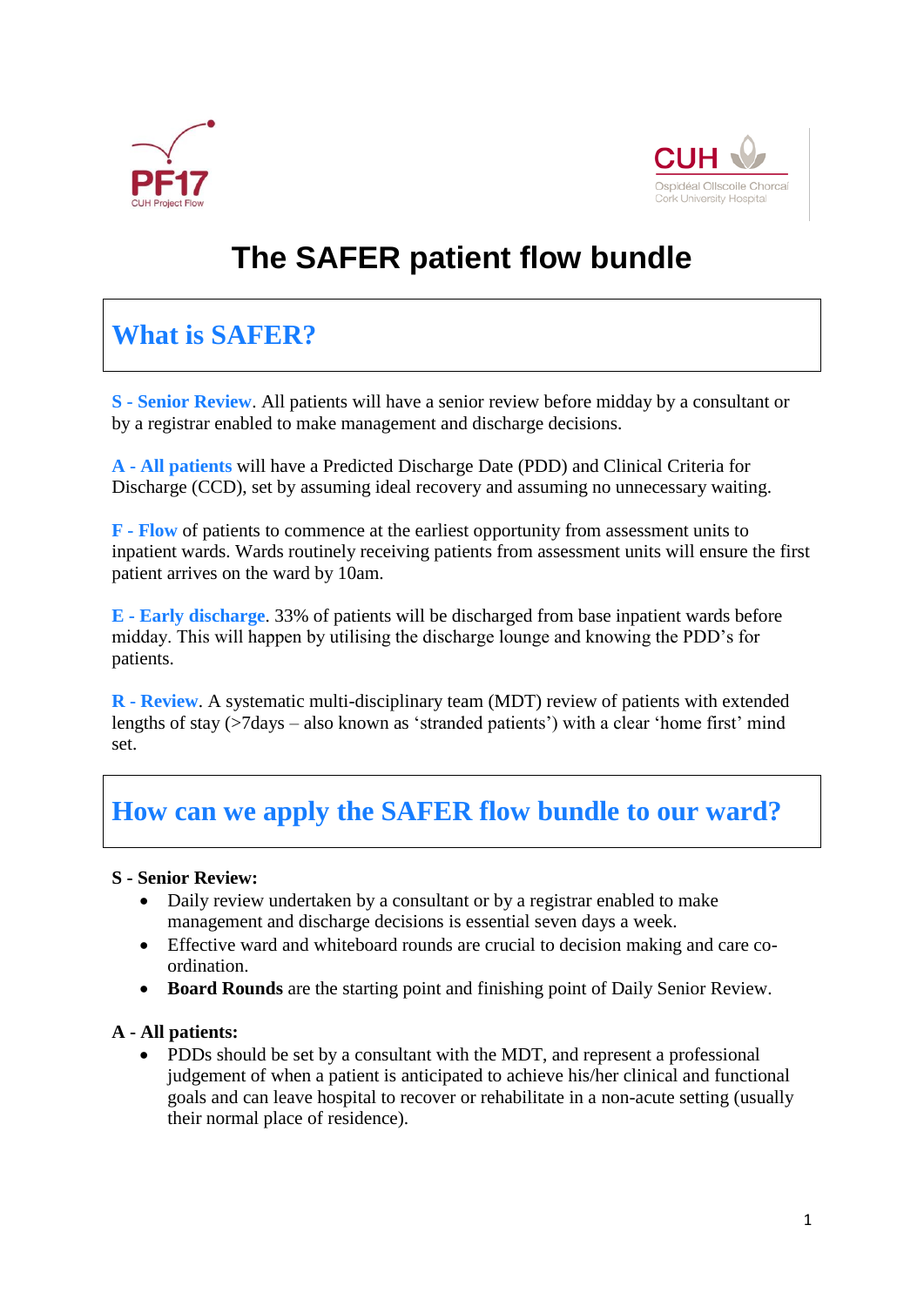PF17
CUH Project Flow

CUH
Ospidéal Ollscoile Chorcaí
Cork University Hospital

# The SAFER patient flow bundle

## What is SAFER?

**S - Senior Review**. All patients will have a senior review before midday by a consultant or by a registrar enabled to make management and discharge decisions.

**A - All patients** will have a Predicted Discharge Date (PDD) and Clinical Criteria for Discharge (CCD), set by assuming ideal recovery and assuming no unnecessary waiting.

**F - Flow** of patients to commence at the earliest opportunity from assessment units to inpatient wards. Wards routinely receiving patients from assessment units will ensure the first patient arrives on the ward by 10am.

**E - Early discharge**. 33% of patients will be discharged from base inpatient wards before midday. This will happen by utilising the discharge lounge and knowing the PDD's for patients.

**R - Review**. A systematic multi-disciplinary team (MDT) review of patients with extended lengths of stay (>7days – also known as 'stranded patients') with a clear 'home first' mind set.

## How can we apply the SAFER flow bundle to our ward?

**S - Senior Review:**

- Daily review undertaken by a consultant or by a registrar enabled to make management and discharge decisions is essential seven days a week.
- Effective ward and whiteboard rounds are crucial to decision making and care co-ordination.
- **Board Rounds** are the starting point and finishing point of Daily Senior Review.

**A - All patients:**

- PDDs should be set by a consultant with the MDT, and represent a professional judgement of when a patient is anticipated to achieve his/her clinical and functional goals and can leave hospital to recover or rehabilitate in a non-acute setting (usually their normal place of residence).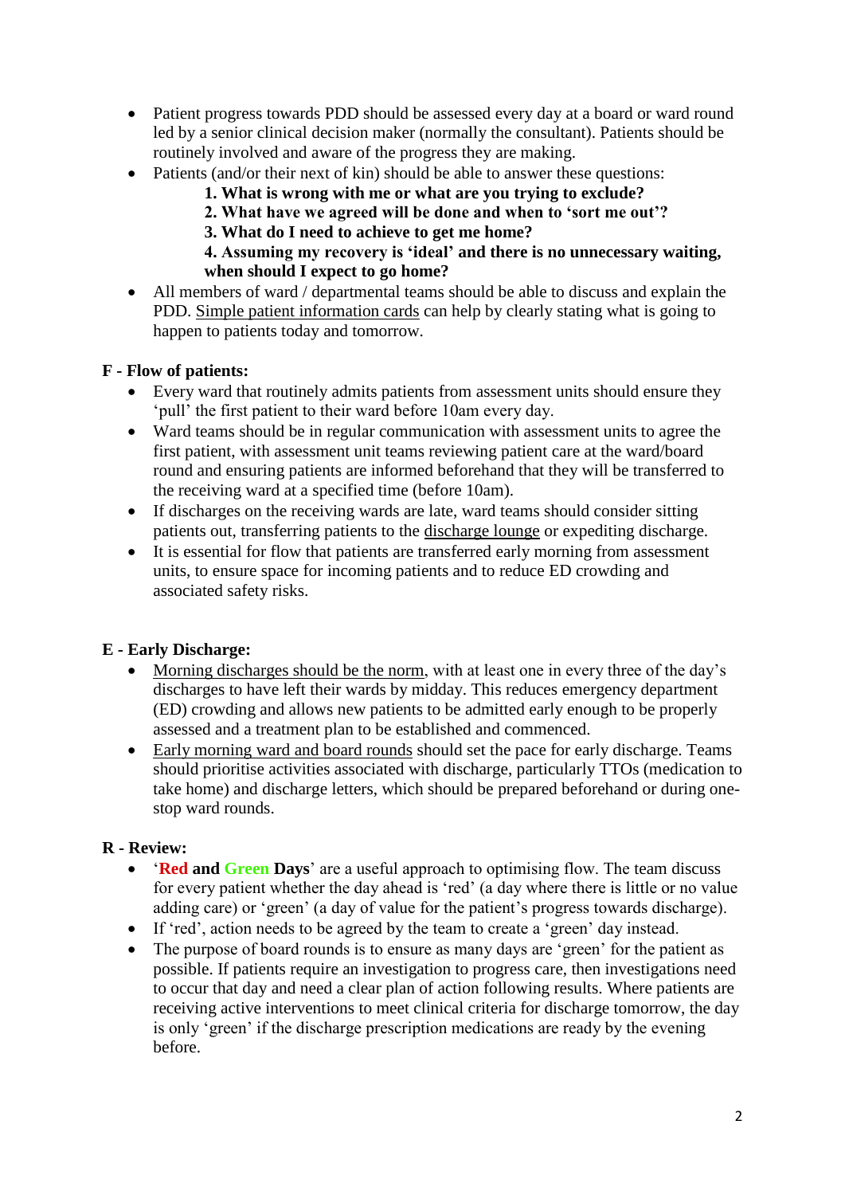- Patient progress towards PDD should be assessed every day at a board or ward round led by a senior clinical decision maker (normally the consultant). Patients should be routinely involved and aware of the progress they are making.
- Patients (and/or their next of kin) should be able to answer these questions:
  **1. What is wrong with me or what are you trying to exclude?**
  **2. What have we agreed will be done and when to 'sort me out'?**
  **3. What do I need to achieve to get me home?**
  **4. Assuming my recovery is 'ideal' and there is no unnecessary waiting, when should I expect to go home?**
- All members of ward / departmental teams should be able to discuss and explain the PDD. Simple patient information cards can help by clearly stating what is going to happen to patients today and tomorrow.

**F - Flow of patients:**

- Every ward that routinely admits patients from assessment units should ensure they 'pull' the first patient to their ward before 10am every day.
- Ward teams should be in regular communication with assessment units to agree the first patient, with assessment unit teams reviewing patient care at the ward/board round and ensuring patients are informed beforehand that they will be transferred to the receiving ward at a specified time (before 10am).
- If discharges on the receiving wards are late, ward teams should consider sitting patients out, transferring patients to the discharge lounge or expediting discharge.
- It is essential for flow that patients are transferred early morning from assessment units, to ensure space for incoming patients and to reduce ED crowding and associated safety risks.

**E - Early Discharge:**

- Morning discharges should be the norm, with at least one in every three of the day's discharges to have left their wards by midday. This reduces emergency department (ED) crowding and allows new patients to be admitted early enough to be properly assessed and a treatment plan to be established and commenced.
- Early morning ward and board rounds should set the pace for early discharge. Teams should prioritise activities associated with discharge, particularly TTOs (medication to take home) and discharge letters, which should be prepared beforehand or during one-stop ward rounds.

**R - Review:**

- '**Red** and **Green Days**' are a useful approach to optimising flow. The team discuss for every patient whether the day ahead is 'red' (a day where there is little or no value adding care) or 'green' (a day of value for the patient's progress towards discharge).
- If 'red', action needs to be agreed by the team to create a 'green' day instead.
- The purpose of board rounds is to ensure as many days are 'green' for the patient as possible. If patients require an investigation to progress care, then investigations need to occur that day and need a clear plan of action following results. Where patients are receiving active interventions to meet clinical criteria for discharge tomorrow, the day is only 'green' if the discharge prescription medications are ready by the evening before.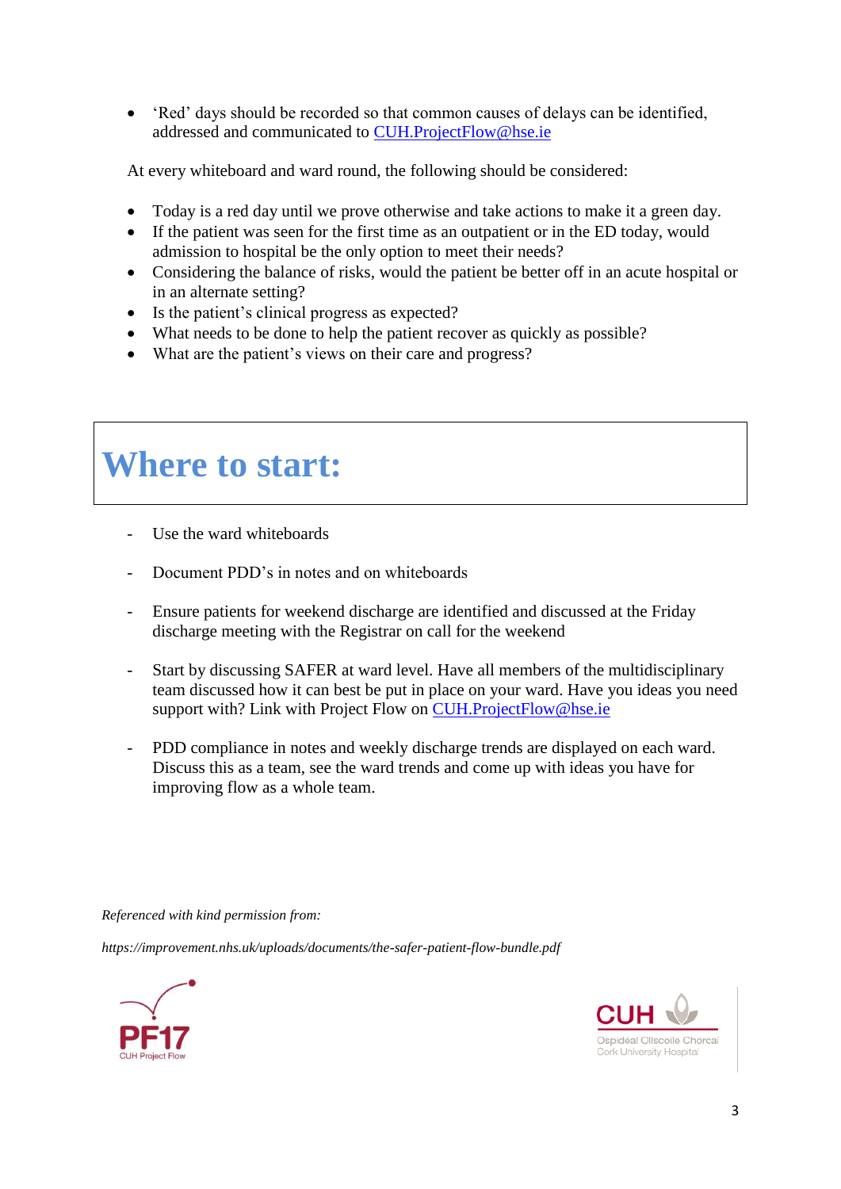- ‘Red’ days should be recorded so that common causes of delays can be identified, addressed and communicated to CUH.ProjectFlow@hse.ie

At every whiteboard and ward round, the following should be considered:

- Today is a red day until we prove otherwise and take actions to make it a green day.
- If the patient was seen for the first time as an outpatient or in the ED today, would admission to hospital be the only option to meet their needs?
- Considering the balance of risks, would the patient be better off in an acute hospital or in an alternate setting?
- Is the patient’s clinical progress as expected?
- What needs to be done to help the patient recover as quickly as possible?
- What are the patient’s views on their care and progress?

# Where to start:

- Use the ward whiteboards
- Document PDD’s in notes and on whiteboards
- Ensure patients for weekend discharge are identified and discussed at the Friday discharge meeting with the Registrar on call for the weekend
- Start by discussing SAFER at ward level. Have all members of the multidisciplinary team discussed how it can best be put in place on your ward. Have you ideas you need support with? Link with Project Flow on CUH.ProjectFlow@hse.ie
- PDD compliance in notes and weekly discharge trends are displayed on each ward. Discuss this as a team, see the ward trends and come up with ideas you have for improving flow as a whole team.

*Referenced with kind permission from:*

*https://improvement.nhs.uk/uploads/documents/the-safer-patient-flow-bundle.pdf*

PF17
CUH Project Flow

CUH
Ospidéal Ollscoile Chorcaí
Cork University Hospital